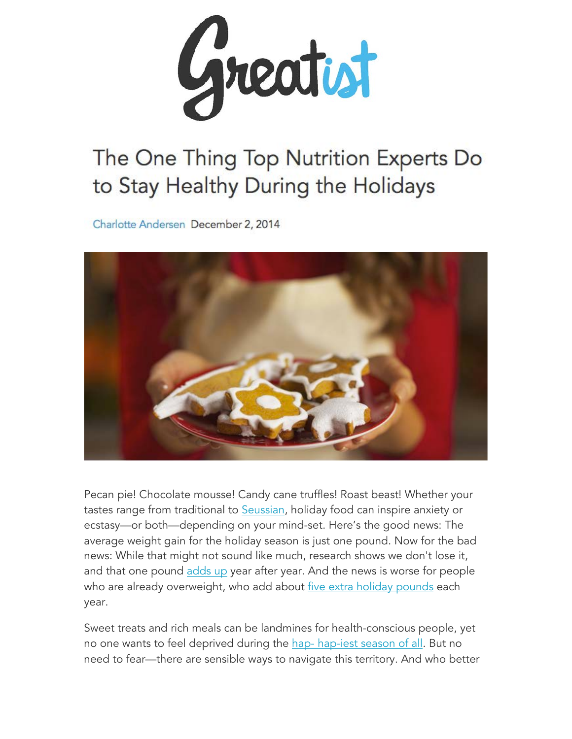Greatist

# The One Thing Top Nutrition Experts Do to Stay Healthy During the Holidays

Charlotte Andersen December 2, 2014

Pecan pie! Chocolate mousse! Candy cane truffles! Roast beast! Whether your tastes range from traditional to [Seussian](), holiday food can inspire anxiety or ecstasy—or both—depending on your mind-set. Here's the good news: The average weight gain for the holiday season is just one pound. Now for the bad news: While that might not sound like much, research shows we don't lose it, and that one pound [adds up]() year after year. And the news is worse for people who are already overweight, who add about [five extra holiday pounds]() each year.

Sweet treats and rich meals can be landmines for health-conscious people, yet no one wants to feel deprived during the [hap- hap-iest season of all](). But no need to fear—there are sensible ways to navigate this territory. And who better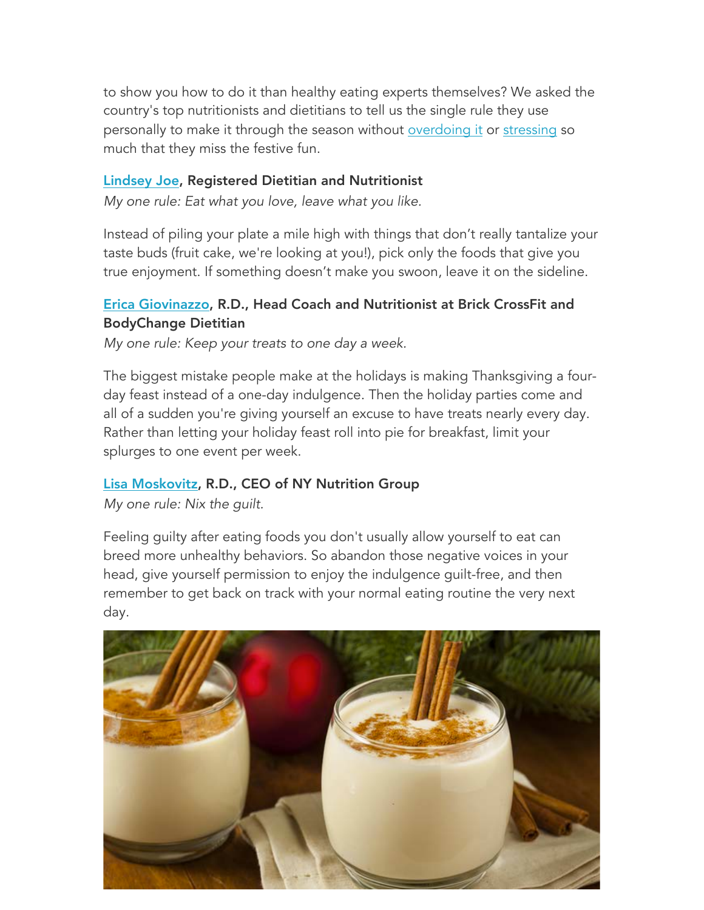to show you how to do it than healthy eating experts themselves? We asked the country's top nutritionists and dietitians to tell us the single rule they use personally to make it through the season without overdoing it or stressing so much that they miss the festive fun.

**Lindsey Joe, Registered Dietitian and Nutritionist**

*My one rule: Eat what you love, leave what you like.*

Instead of piling your plate a mile high with things that don't really tantalize your taste buds (fruit cake, we're looking at you!), pick only the foods that give you true enjoyment. If something doesn't make you swoon, leave it on the sideline.

**Erica Giovinazzo, R.D., Head Coach and Nutritionist at Brick CrossFit and BodyChange Dietitian**

*My one rule: Keep your treats to one day a week.*

The biggest mistake people make at the holidays is making Thanksgiving a four-day feast instead of a one-day indulgence. Then the holiday parties come and all of a sudden you're giving yourself an excuse to have treats nearly every day. Rather than letting your holiday feast roll into pie for breakfast, limit your splurges to one event per week.

**Lisa Moskovitz, R.D., CEO of NY Nutrition Group**

*My one rule: Nix the guilt.*

Feeling guilty after eating foods you don't usually allow yourself to eat can breed more unhealthy behaviors. So abandon those negative voices in your head, give yourself permission to enjoy the indulgence guilt-free, and then remember to get back on track with your normal eating routine the very next day.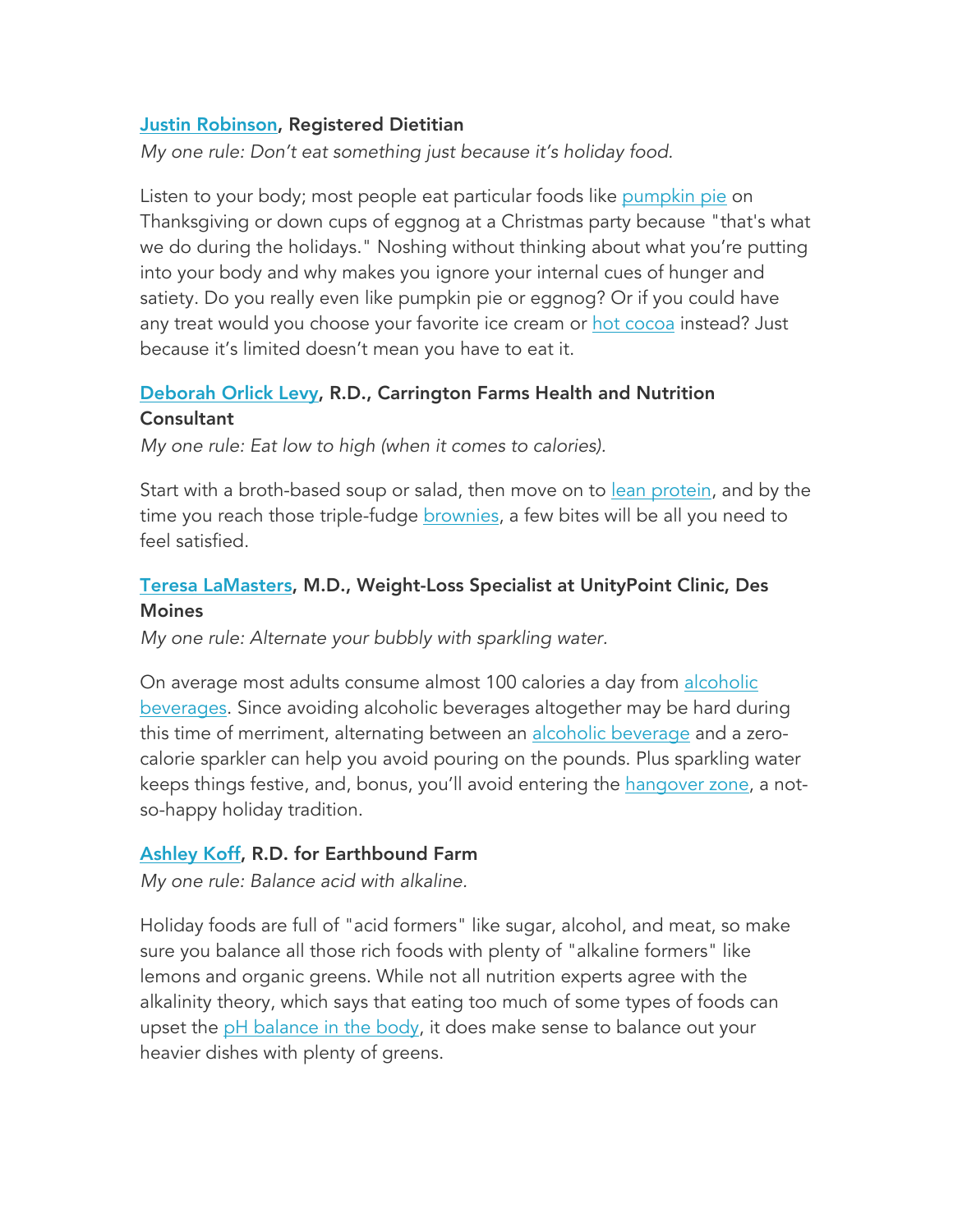**[Justin Robinson](), Registered Dietitian**

*My one rule: Don't eat something just because it's holiday food.*

Listen to your body; most people eat particular foods like [pumpkin pie]() on Thanksgiving or down cups of eggnog at a Christmas party because "that's what we do during the holidays." Noshing without thinking about what you're putting into your body and why makes you ignore your internal cues of hunger and satiety. Do you really even like pumpkin pie or eggnog? Or if you could have any treat would you choose your favorite ice cream or [hot cocoa]() instead? Just because it's limited doesn't mean you have to eat it.

**[Deborah Orlick Levy](), R.D., Carrington Farms Health and Nutrition Consultant**

*My one rule: Eat low to high (when it comes to calories).*

Start with a broth-based soup or salad, then move on to [lean protein](), and by the time you reach those triple-fudge [brownies](), a few bites will be all you need to feel satisfied.

**[Teresa LaMasters](), M.D., Weight-Loss Specialist at UnityPoint Clinic, Des Moines**

*My one rule: Alternate your bubbly with sparkling water.*

On average most adults consume almost 100 calories a day from [alcoholic beverages](). Since avoiding alcoholic beverages altogether may be hard during this time of merriment, alternating between an [alcoholic beverage]() and a zero-calorie sparkler can help you avoid pouring on the pounds. Plus sparkling water keeps things festive, and, bonus, you'll avoid entering the [hangover zone](), a not-so-happy holiday tradition.

**[Ashley Koff](), R.D. for Earthbound Farm**

*My one rule: Balance acid with alkaline.*

Holiday foods are full of "acid formers" like sugar, alcohol, and meat, so make sure you balance all those rich foods with plenty of "alkaline formers" like lemons and organic greens. While not all nutrition experts agree with the alkalinity theory, which says that eating too much of some types of foods can upset the [pH balance in the body](), it does make sense to balance out your heavier dishes with plenty of greens.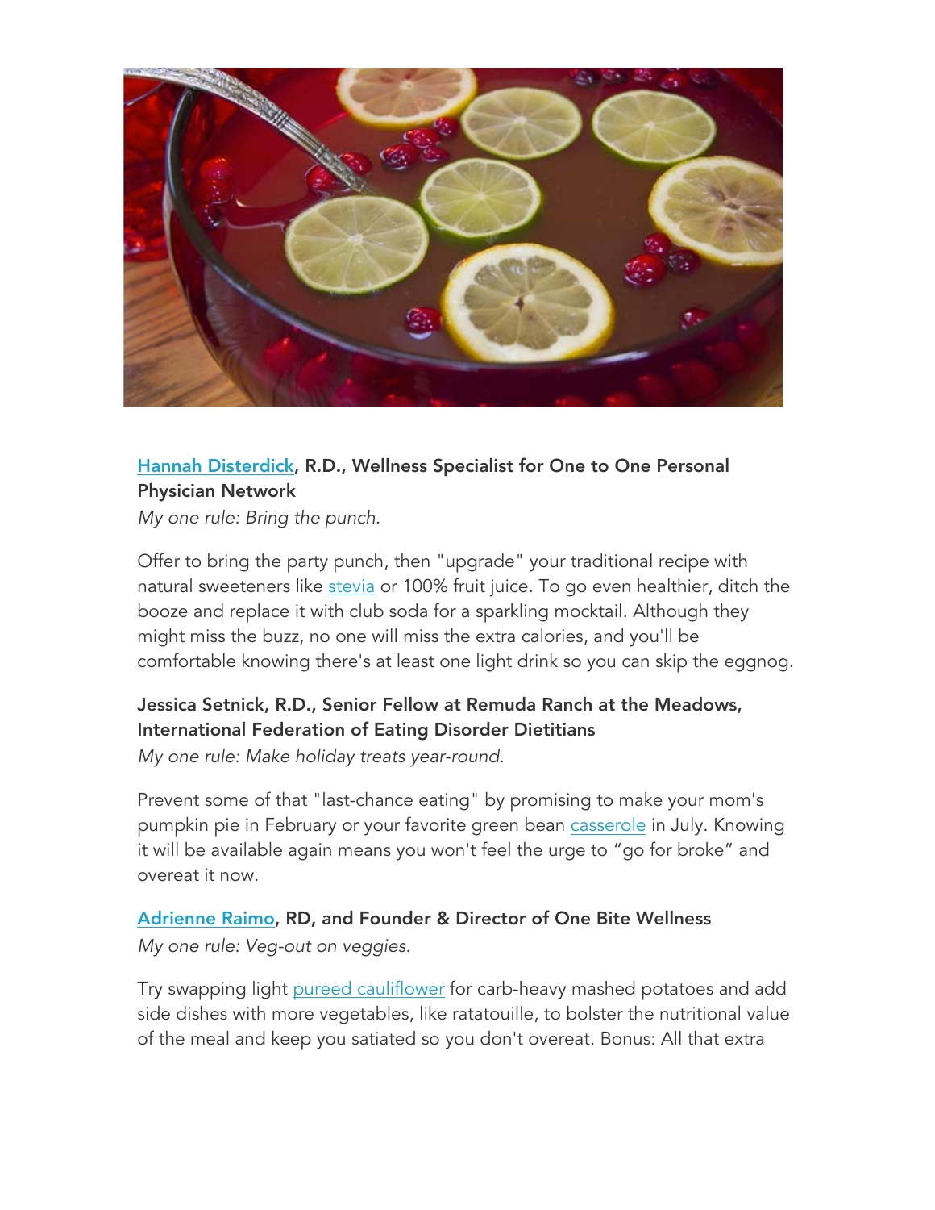**Hannah Disterdick, R.D., Wellness Specialist for One to One Personal Physician Network**

*My one rule: Bring the punch.*

Offer to bring the party punch, then "upgrade" your traditional recipe with natural sweeteners like stevia or 100% fruit juice. To go even healthier, ditch the booze and replace it with club soda for a sparkling mocktail. Although they might miss the buzz, no one will miss the extra calories, and you'll be comfortable knowing there's at least one light drink so you can skip the eggnog.

**Jessica Setnick, R.D., Senior Fellow at Remuda Ranch at the Meadows, International Federation of Eating Disorder Dietitians**

*My one rule: Make holiday treats year-round.*

Prevent some of that "last-chance eating" by promising to make your mom's pumpkin pie in February or your favorite green bean casserole in July. Knowing it will be available again means you won't feel the urge to "go for broke" and overeat it now.

**Adrienne Raimo, RD, and Founder & Director of One Bite Wellness**

*My one rule: Veg-out on veggies.*

Try swapping light pureed cauliflower for carb-heavy mashed potatoes and add side dishes with more vegetables, like ratatouille, to bolster the nutritional value of the meal and keep you satiated so you don't overeat. Bonus: All that extra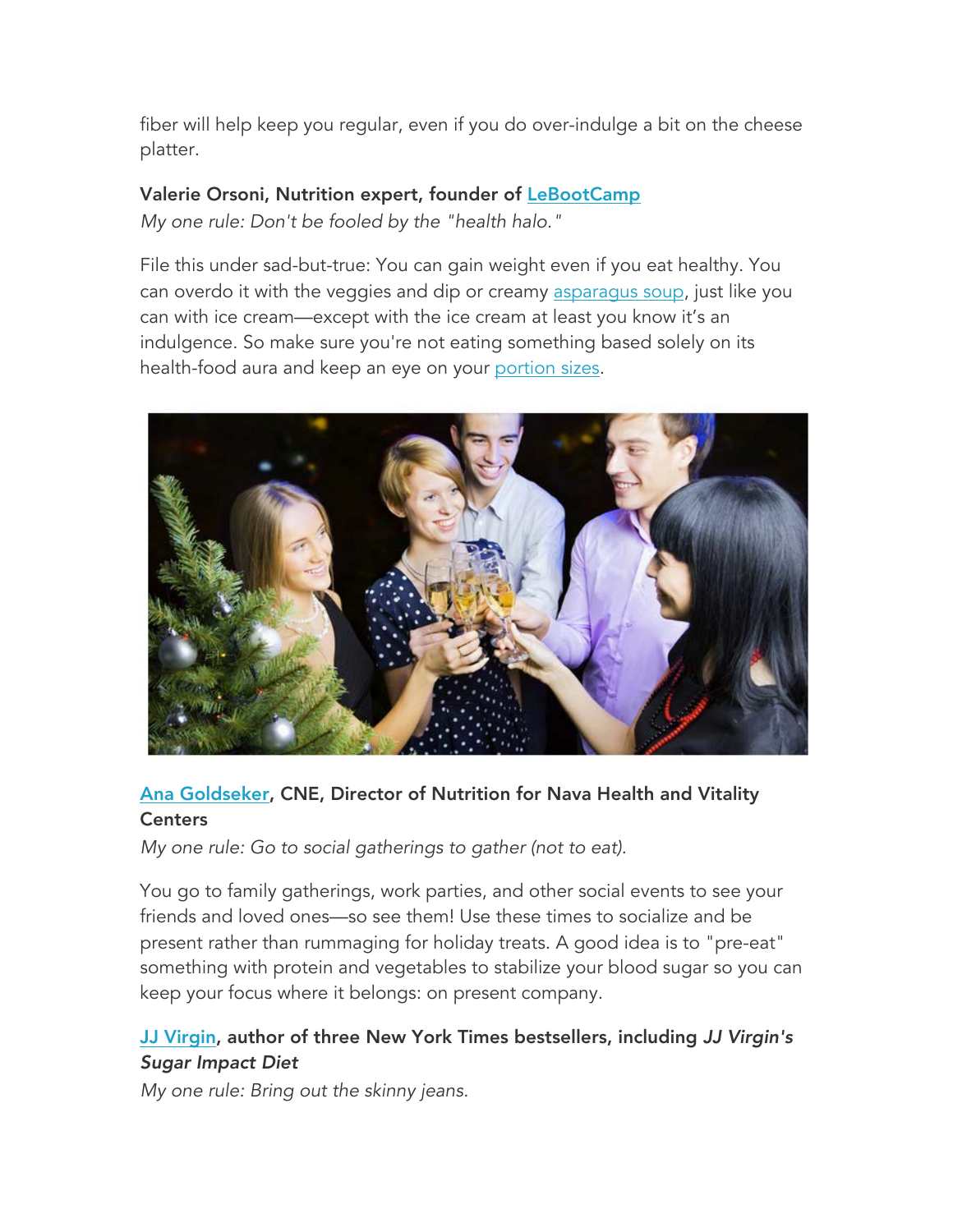fiber will help keep you regular, even if you do over-indulge a bit on the cheese platter.

**Valerie Orsoni, Nutrition expert, founder of LeBootCamp**

*My one rule: Don't be fooled by the "health halo."*

File this under sad-but-true: You can gain weight even if you eat healthy. You can overdo it with the veggies and dip or creamy asparagus soup, just like you can with ice cream—except with the ice cream at least you know it's an indulgence. So make sure you're not eating something based solely on its health-food aura and keep an eye on your portion sizes.

**Ana Goldseker, CNE, Director of Nutrition for Nava Health and Vitality Centers**

*My one rule: Go to social gatherings to gather (not to eat).*

You go to family gatherings, work parties, and other social events to see your friends and loved ones—so see them! Use these times to socialize and be present rather than rummaging for holiday treats. A good idea is to "pre-eat" something with protein and vegetables to stabilize your blood sugar so you can keep your focus where it belongs: on present company.

**JJ Virgin, author of three New York Times bestsellers, including *JJ Virgin's Sugar Impact Diet***

*My one rule: Bring out the skinny jeans.*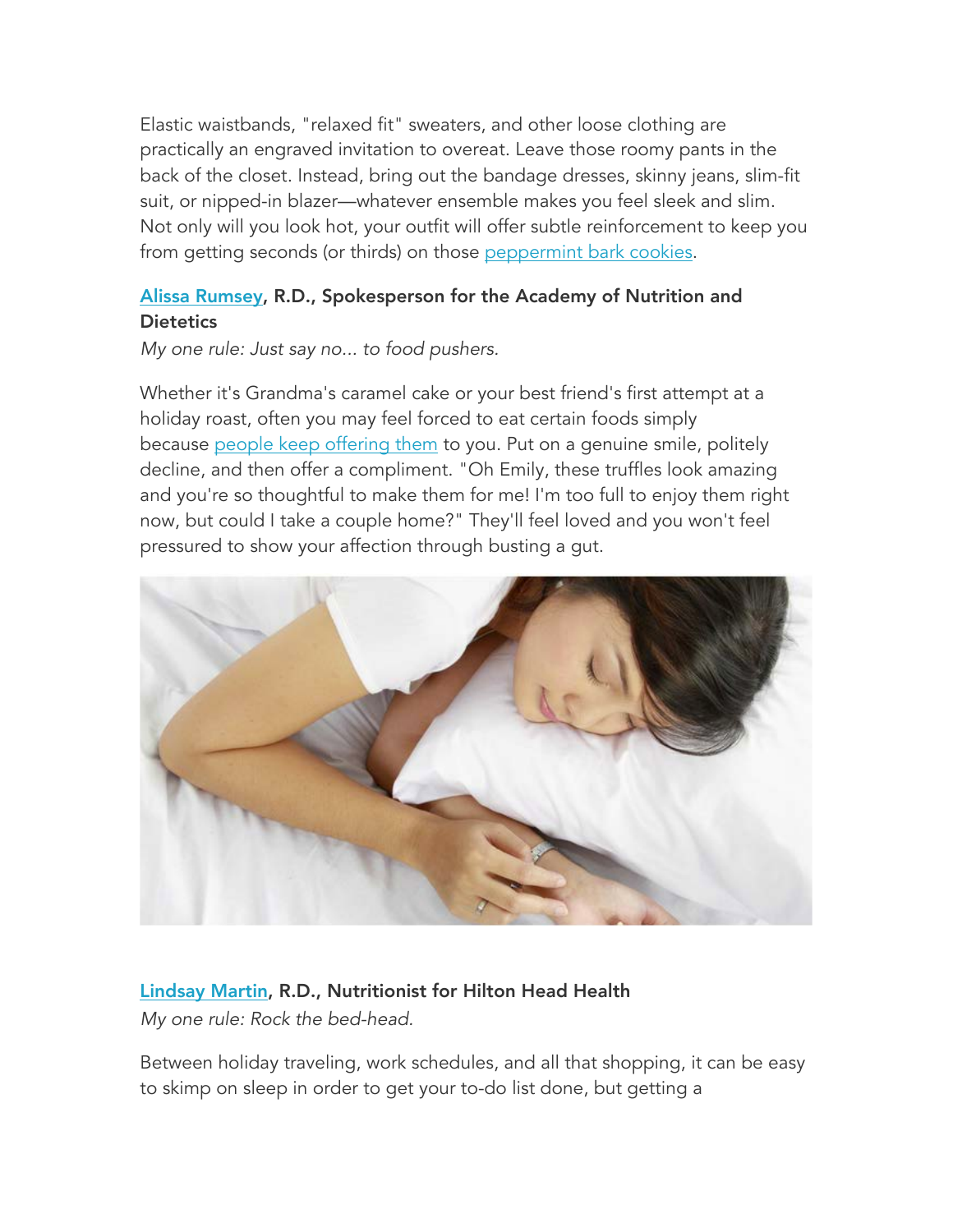Elastic waistbands, "relaxed fit" sweaters, and other loose clothing are practically an engraved invitation to overeat. Leave those roomy pants in the back of the closet. Instead, bring out the bandage dresses, skinny jeans, slim-fit suit, or nipped-in blazer—whatever ensemble makes you feel sleek and slim. Not only will you look hot, your outfit will offer subtle reinforcement to keep you from getting seconds (or thirds) on those peppermint bark cookies.

**Alissa Rumsey, R.D., Spokesperson for the Academy of Nutrition and Dietetics**
*My one rule: Just say no... to food pushers.*

Whether it's Grandma's caramel cake or your best friend's first attempt at a holiday roast, often you may feel forced to eat certain foods simply because people keep offering them to you. Put on a genuine smile, politely decline, and then offer a compliment. "Oh Emily, these truffles look amazing and you're so thoughtful to make them for me! I'm too full to enjoy them right now, but could I take a couple home?" They'll feel loved and you won't feel pressured to show your affection through busting a gut.

**Lindsay Martin, R.D., Nutritionist for Hilton Head Health**
*My one rule: Rock the bed-head.*

Between holiday traveling, work schedules, and all that shopping, it can be easy to skimp on sleep in order to get your to-do list done, but getting a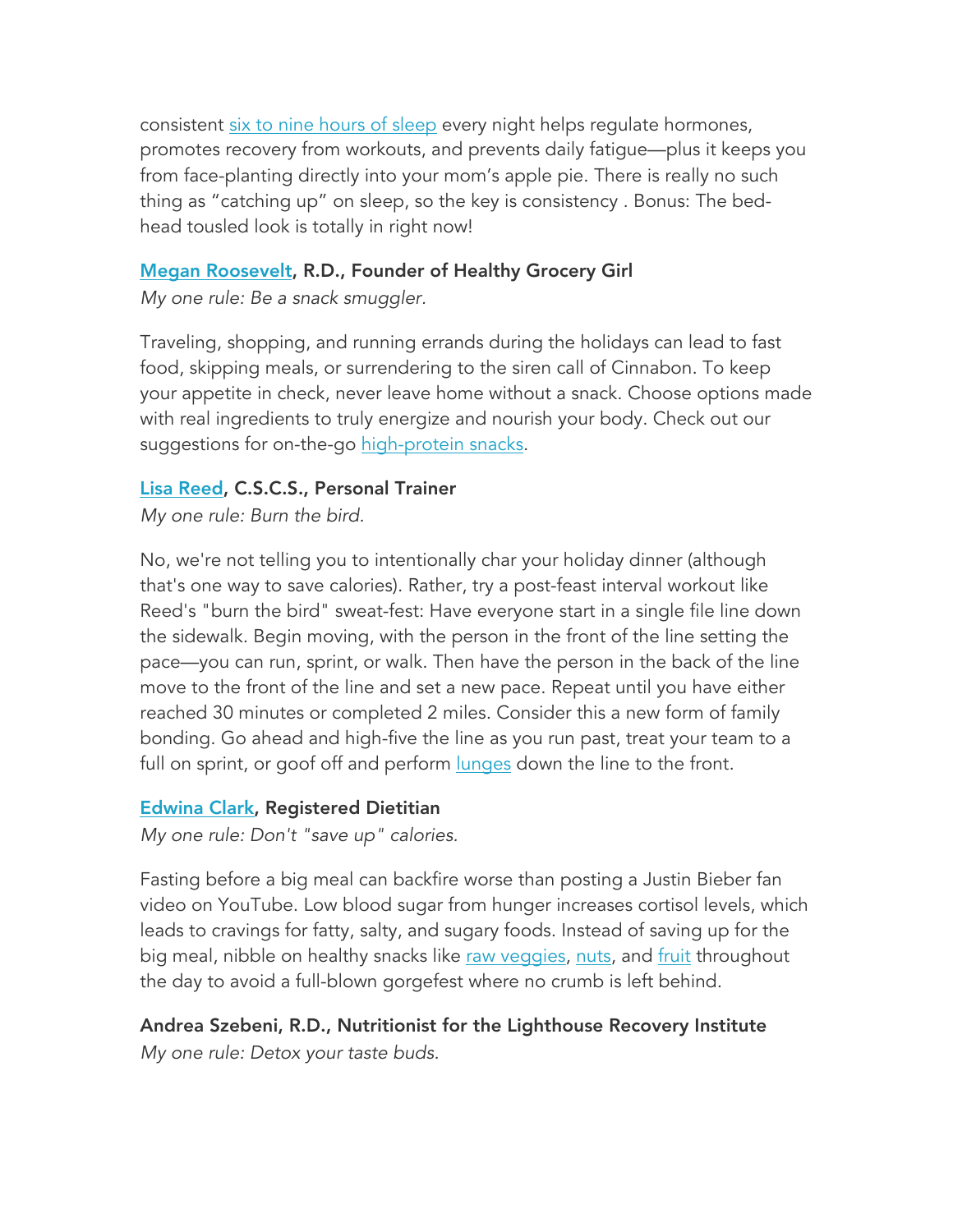consistent [six to nine hours of sleep] every night helps regulate hormones, promotes recovery from workouts, and prevents daily fatigue—plus it keeps you from face-planting directly into your mom's apple pie. There is really no such thing as "catching up" on sleep, so the key is consistency . Bonus: The bed-head tousled look is totally in right now!

**Megan Roosevelt, R.D., Founder of Healthy Grocery Girl**

*My one rule: Be a snack smuggler.*

Traveling, shopping, and running errands during the holidays can lead to fast food, skipping meals, or surrendering to the siren call of Cinnabon. To keep your appetite in check, never leave home without a snack. Choose options made with real ingredients to truly energize and nourish your body. Check out our suggestions for on-the-go high-protein snacks.

**Lisa Reed, C.S.C.S., Personal Trainer**

*My one rule: Burn the bird.*

No, we're not telling you to intentionally char your holiday dinner (although that's one way to save calories). Rather, try a post-feast interval workout like Reed's "burn the bird" sweat-fest: Have everyone start in a single file line down the sidewalk. Begin moving, with the person in the front of the line setting the pace—you can run, sprint, or walk. Then have the person in the back of the line move to the front of the line and set a new pace. Repeat until you have either reached 30 minutes or completed 2 miles. Consider this a new form of family bonding. Go ahead and high-five the line as you run past, treat your team to a full on sprint, or goof off and perform lunges down the line to the front.

**Edwina Clark, Registered Dietitian**

*My one rule: Don't "save up" calories.*

Fasting before a big meal can backfire worse than posting a Justin Bieber fan video on YouTube. Low blood sugar from hunger increases cortisol levels, which leads to cravings for fatty, salty, and sugary foods. Instead of saving up for the big meal, nibble on healthy snacks like raw veggies, nuts, and fruit throughout the day to avoid a full-blown gorgefest where no crumb is left behind.

**Andrea Szebeni, R.D., Nutritionist for the Lighthouse Recovery Institute**

*My one rule: Detox your taste buds.*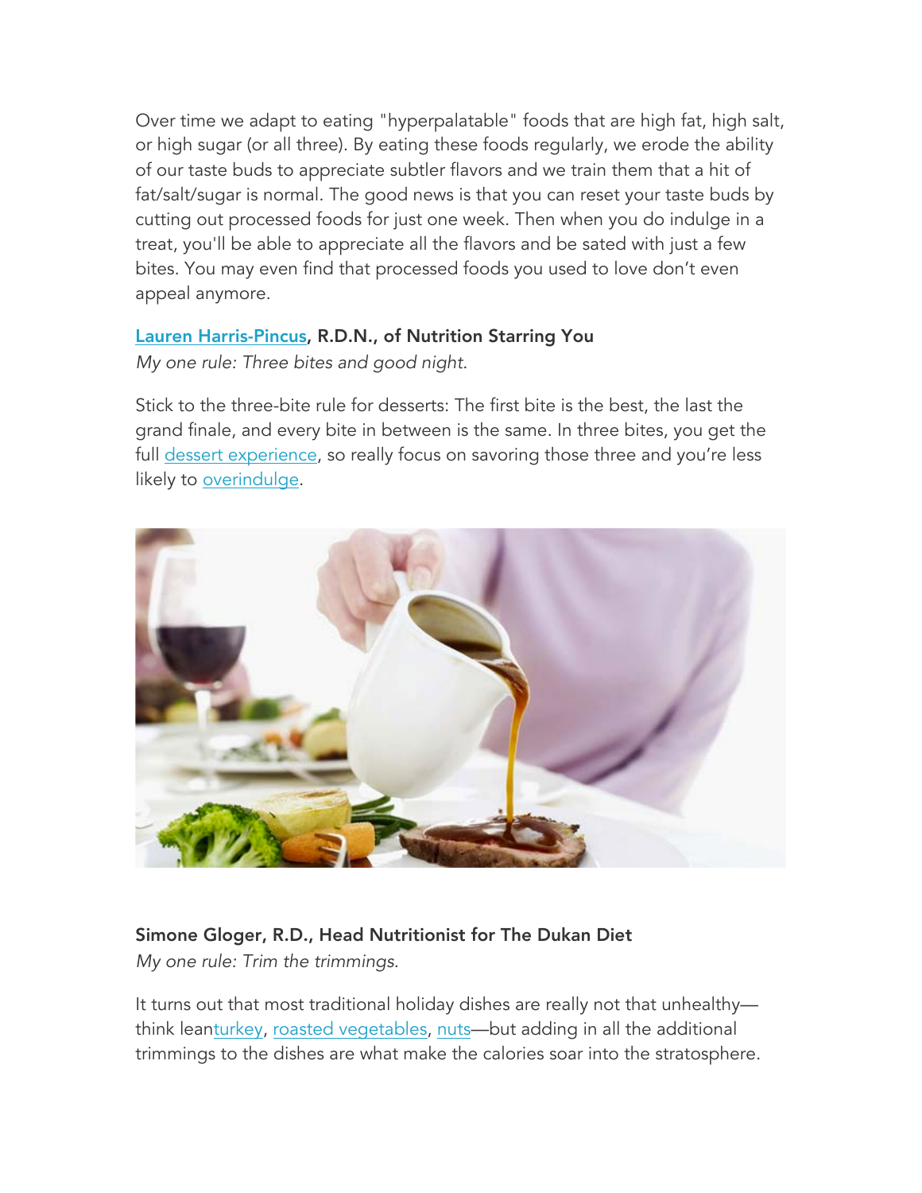Over time we adapt to eating "hyperpalatable" foods that are high fat, high salt, or high sugar (or all three). By eating these foods regularly, we erode the ability of our taste buds to appreciate subtler flavors and we train them that a hit of fat/salt/sugar is normal. The good news is that you can reset your taste buds by cutting out processed foods for just one week. Then when you do indulge in a treat, you'll be able to appreciate all the flavors and be sated with just a few bites. You may even find that processed foods you used to love don't even appeal anymore.

**Lauren Harris-Pincus, R.D.N., of Nutrition Starring You**

*My one rule: Three bites and good night.*

Stick to the three-bite rule for desserts: The first bite is the best, the last the grand finale, and every bite in between is the same. In three bites, you get the full dessert experience, so really focus on savoring those three and you're less likely to overindulge.

**Simone Gloger, R.D., Head Nutritionist for The Dukan Diet**

*My one rule: Trim the trimmings.*

It turns out that most traditional holiday dishes are really not that unhealthy—think leanturkey, roasted vegetables, nuts—but adding in all the additional trimmings to the dishes are what make the calories soar into the stratosphere.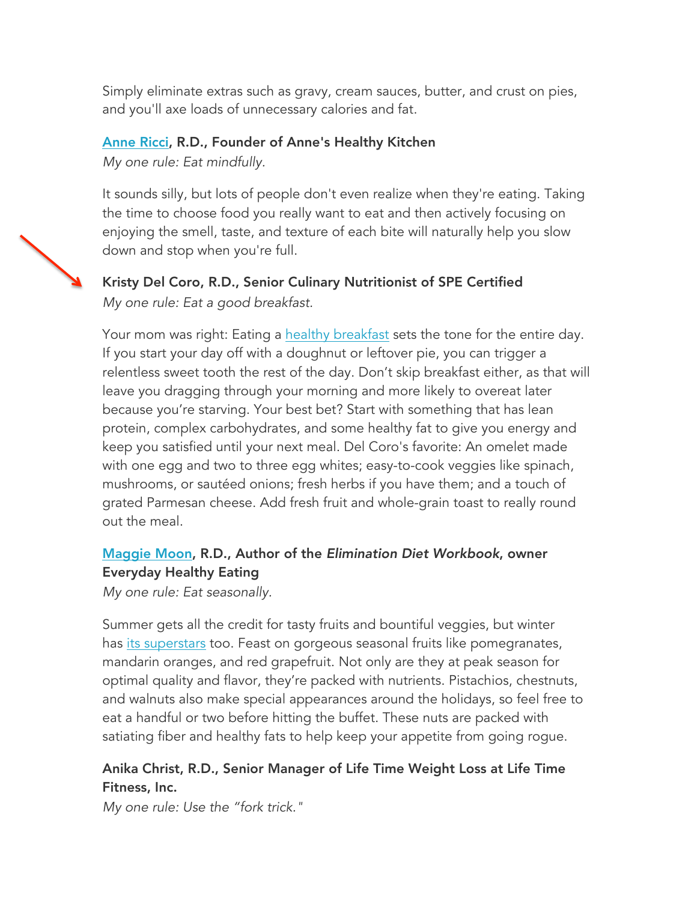Simply eliminate extras such as gravy, cream sauces, butter, and crust on pies, and you'll axe loads of unnecessary calories and fat.

**Anne Ricci, R.D., Founder of Anne's Healthy Kitchen**
*My one rule: Eat mindfully.*

It sounds silly, but lots of people don't even realize when they're eating. Taking the time to choose food you really want to eat and then actively focusing on enjoying the smell, taste, and texture of each bite will naturally help you slow down and stop when you're full.

**Kristy Del Coro, R.D., Senior Culinary Nutritionist of SPE Certified**
*My one rule: Eat a good breakfast.*

Your mom was right: Eating a healthy breakfast sets the tone for the entire day. If you start your day off with a doughnut or leftover pie, you can trigger a relentless sweet tooth the rest of the day. Don't skip breakfast either, as that will leave you dragging through your morning and more likely to overeat later because you're starving. Your best bet? Start with something that has lean protein, complex carbohydrates, and some healthy fat to give you energy and keep you satisfied until your next meal. Del Coro's favorite: An omelet made with one egg and two to three egg whites; easy-to-cook veggies like spinach, mushrooms, or sautéed onions; fresh herbs if you have them; and a touch of grated Parmesan cheese. Add fresh fruit and whole-grain toast to really round out the meal.

**Maggie Moon, R.D., Author of the *Elimination Diet Workbook*, owner Everyday Healthy Eating**
*My one rule: Eat seasonally.*

Summer gets all the credit for tasty fruits and bountiful veggies, but winter has its superstars too. Feast on gorgeous seasonal fruits like pomegranates, mandarin oranges, and red grapefruit. Not only are they at peak season for optimal quality and flavor, they're packed with nutrients. Pistachios, chestnuts, and walnuts also make special appearances around the holidays, so feel free to eat a handful or two before hitting the buffet. These nuts are packed with satiating fiber and healthy fats to help keep your appetite from going rogue.

**Anika Christ, R.D., Senior Manager of Life Time Weight Loss at Life Time Fitness, Inc.**
*My one rule: Use the "fork trick."*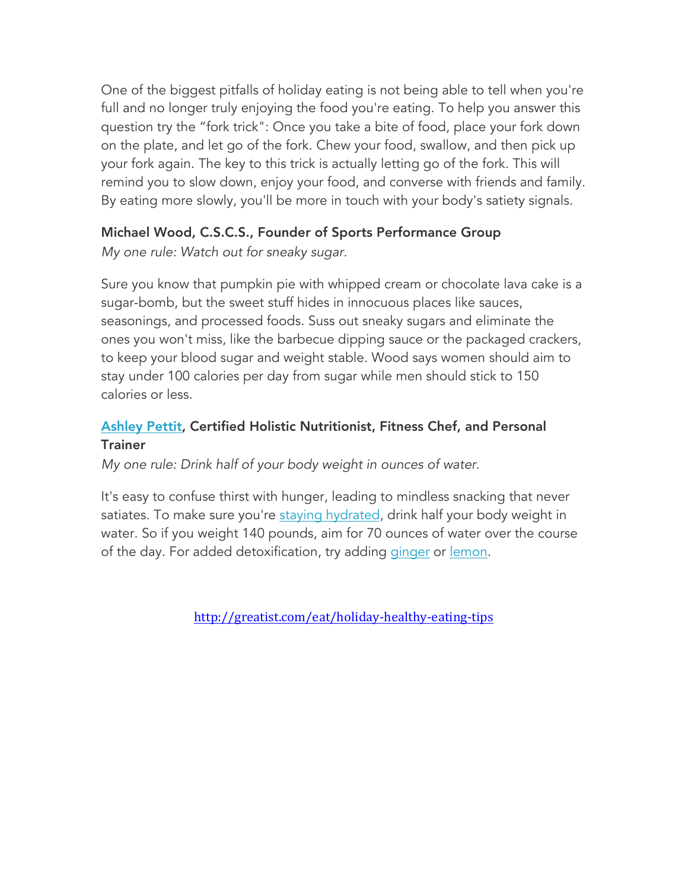One of the biggest pitfalls of holiday eating is not being able to tell when you're full and no longer truly enjoying the food you're eating. To help you answer this question try the "fork trick": Once you take a bite of food, place your fork down on the plate, and let go of the fork. Chew your food, swallow, and then pick up your fork again. The key to this trick is actually letting go of the fork. This will remind you to slow down, enjoy your food, and converse with friends and family. By eating more slowly, you'll be more in touch with your body's satiety signals.

**Michael Wood, C.S.C.S., Founder of Sports Performance Group**
*My one rule: Watch out for sneaky sugar.*

Sure you know that pumpkin pie with whipped cream or chocolate lava cake is a sugar-bomb, but the sweet stuff hides in innocuous places like sauces, seasonings, and processed foods. Suss out sneaky sugars and eliminate the ones you won't miss, like the barbecue dipping sauce or the packaged crackers, to keep your blood sugar and weight stable. Wood says women should aim to stay under 100 calories per day from sugar while men should stick to 150 calories or less.

**Ashley Pettit, Certified Holistic Nutritionist, Fitness Chef, and Personal Trainer**
*My one rule: Drink half of your body weight in ounces of water.*

It's easy to confuse thirst with hunger, leading to mindless snacking that never satiates. To make sure you're staying hydrated, drink half your body weight in water. So if you weight 140 pounds, aim for 70 ounces of water over the course of the day. For added detoxification, try adding ginger or lemon.

http://greatist.com/eat/holiday-healthy-eating-tips